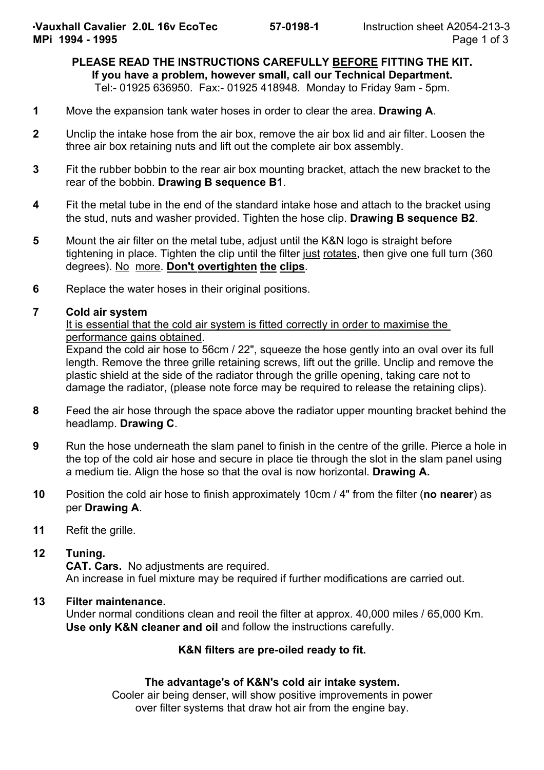**·Vauxhall Cavalier 2.0L 16v EcoTec MPi 1994 - 1995** **57-0198-1** Instruction sheet A2054-213-3

**PLEASE READ THE INSTRUCTIONS CAREFULLY BEFORE FITTING THE KIT.**
**If you have a problem, however small, call our Technical Department.**
Tel:- 01925 636950. Fax:- 01925 418948. Monday to Friday 9am - 5pm.

**1** Move the expansion tank water hoses in order to clear the area. **Drawing A**.

**2** Unclip the intake hose from the air box, remove the air box lid and air filter. Loosen the three air box retaining nuts and lift out the complete air box assembly.

**3** Fit the rubber bobbin to the rear air box mounting bracket, attach the new bracket to the rear of the bobbin. **Drawing B sequence B1**.

**4** Fit the metal tube in the end of the standard intake hose and attach to the bracket using the stud, nuts and washer provided. Tighten the hose clip. **Drawing B sequence B2**.

**5** Mount the air filter on the metal tube, adjust until the K&N logo is straight before tightening in place. Tighten the clip until the filter just rotates, then give one full turn (360 degrees). No more. **Don't overtighten the clips**.

**6** Replace the water hoses in their original positions.

**7** **Cold air system**
It is essential that the cold air system is fitted correctly in order to maximise the performance gains obtained.
Expand the cold air hose to 56cm / 22", squeeze the hose gently into an oval over its full length. Remove the three grille retaining screws, lift out the grille. Unclip and remove the plastic shield at the side of the radiator through the grille opening, taking care not to damage the radiator, (please note force may be required to release the retaining clips).

**8** Feed the air hose through the space above the radiator upper mounting bracket behind the headlamp. **Drawing C**.

**9** Run the hose underneath the slam panel to finish in the centre of the grille. Pierce a hole in the top of the cold air hose and secure in place tie through the slot in the slam panel using a medium tie. Align the hose so that the oval is now horizontal. **Drawing A.**

**10** Position the cold air hose to finish approximately 10cm / 4" from the filter (**no nearer**) as per **Drawing A**.

**11** Refit the grille.

**12** **Tuning.**
**CAT. Cars.** No adjustments are required.
An increase in fuel mixture may be required if further modifications are carried out.

**13** **Filter maintenance.**
Under normal conditions clean and reoil the filter at approx. 40,000 miles / 65,000 Km.
**Use only K&N cleaner and oil** and follow the instructions carefully.

**K&N filters are pre-oiled ready to fit.**

**The advantage's of K&N's cold air intake system.**
Cooler air being denser, will show positive improvements in power over filter systems that draw hot air from the engine bay.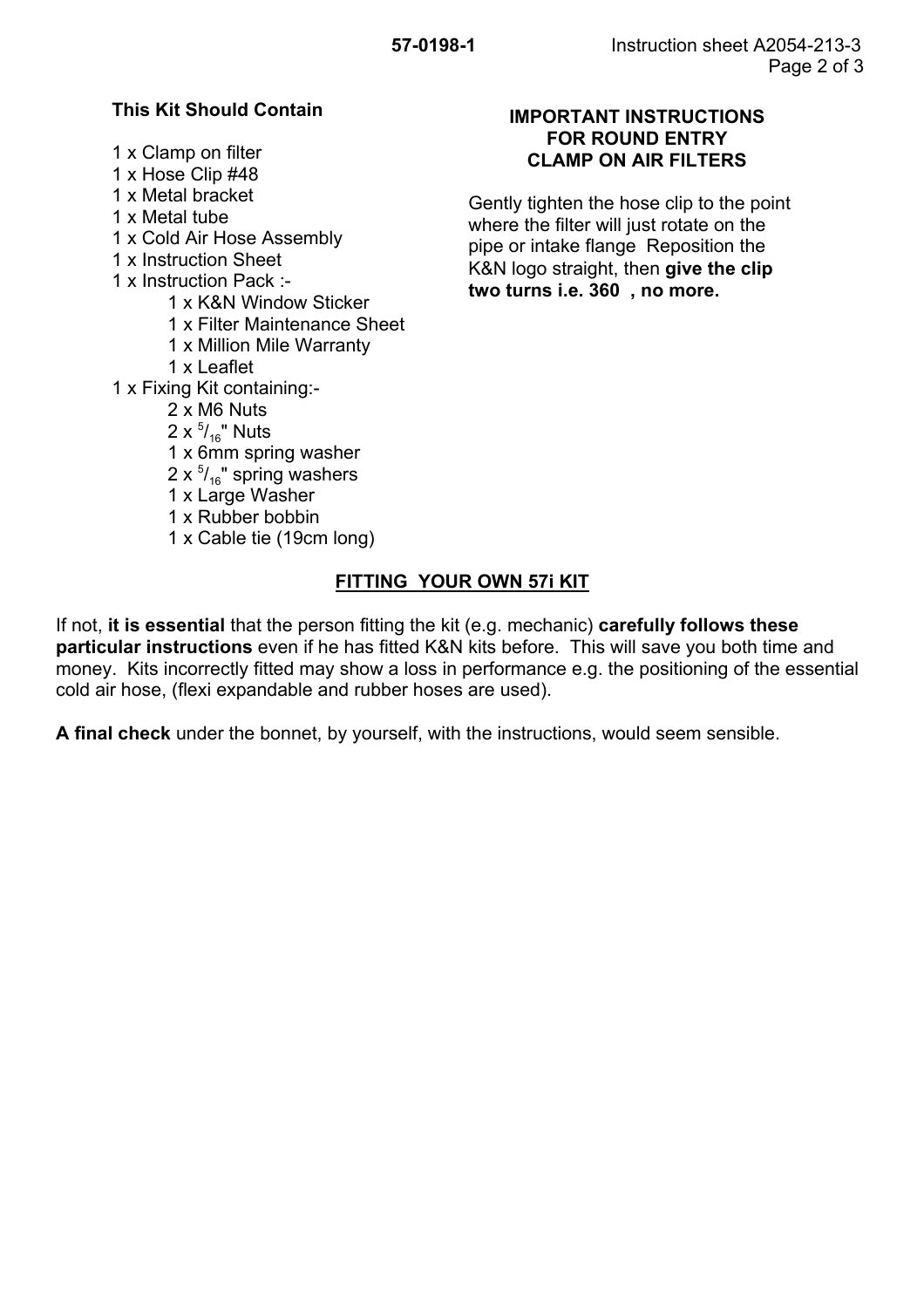**57-0198-1** Instruction sheet A2054-213-3

## This Kit Should Contain

1 x Clamp on filter
1 x Hose Clip #48
1 x Metal bracket
1 x Metal tube
1 x Cold Air Hose Assembly
1 x Instruction Sheet
1 x Instruction Pack :-
- 1 x K&N Window Sticker
- 1 x Filter Maintenance Sheet
- 1 x Million Mile Warranty
- 1 x Leaflet

1 x Fixing Kit containing:-
- 2 x M6 Nuts
- 2 x $^{5}/_{16}$" Nuts
- 1 x 6mm spring washer
- 2 x $^{5}/_{16}$" spring washers
- 1 x Large Washer
- 1 x Rubber bobbin
- 1 x Cable tie (19cm long)

## IMPORTANT INSTRUCTIONS FOR ROUND ENTRY CLAMP ON AIR FILTERS

Gently tighten the hose clip to the point where the filter will just rotate on the pipe or intake flange Reposition the K&N logo straight, then **give the clip two turns i.e. 360 , no more.**

## FITTING YOUR OWN 57i KIT

If not, **it is essential** that the person fitting the kit (e.g. mechanic) **carefully follows these particular instructions** even if he has fitted K&N kits before. This will save you both time and money. Kits incorrectly fitted may show a loss in performance e.g. the positioning of the essential cold air hose, (flexi expandable and rubber hoses are used).

**A final check** under the bonnet, by yourself, with the instructions, would seem sensible.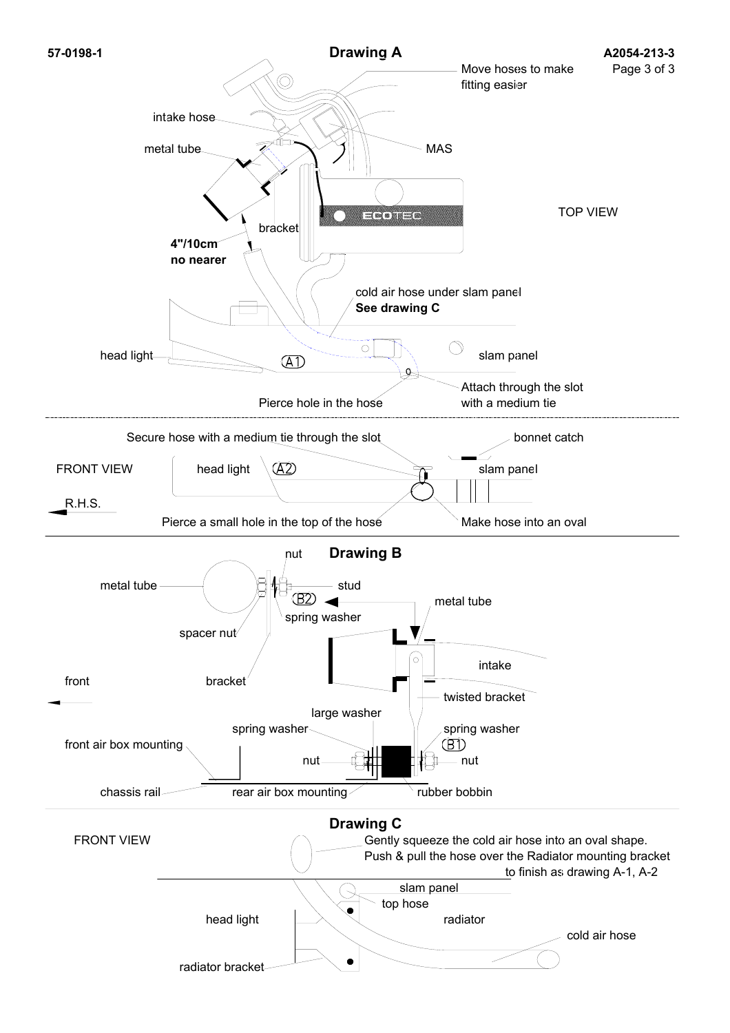## Drawing A

TOP VIEW

Move hoses to make fitting easier

intake hose

metal tube

MAS

bracket

**4"/10cm no nearer**

ECOTEC

cold air hose under slam panel
**See drawing C**

head light

A1

slam panel

Pierce hole in the hose

Attach through the slot with a medium tie

FRONT VIEW

Secure hose with a medium tie through the slot

bonnet catch

head light

A2

slam panel

R.H.S.

Pierce a small hole in the top of the hose

Make hose into an oval

## Drawing B

nut

metal tube

stud

B2

spring washer

metal tube

spacer nut

intake

front

bracket

twisted bracket

large washer

spring washer

spring washer

B1

front air box mounting

nut

nut

chassis rail

rear air box mounting

rubber bobbin

## Drawing C

FRONT VIEW

Gently squeeze the cold air hose into an oval shape.
Push & pull the hose over the Radiator mounting bracket to finish as drawing A-1, A-2

slam panel

top hose

head light

radiator

cold air hose

radiator bracket